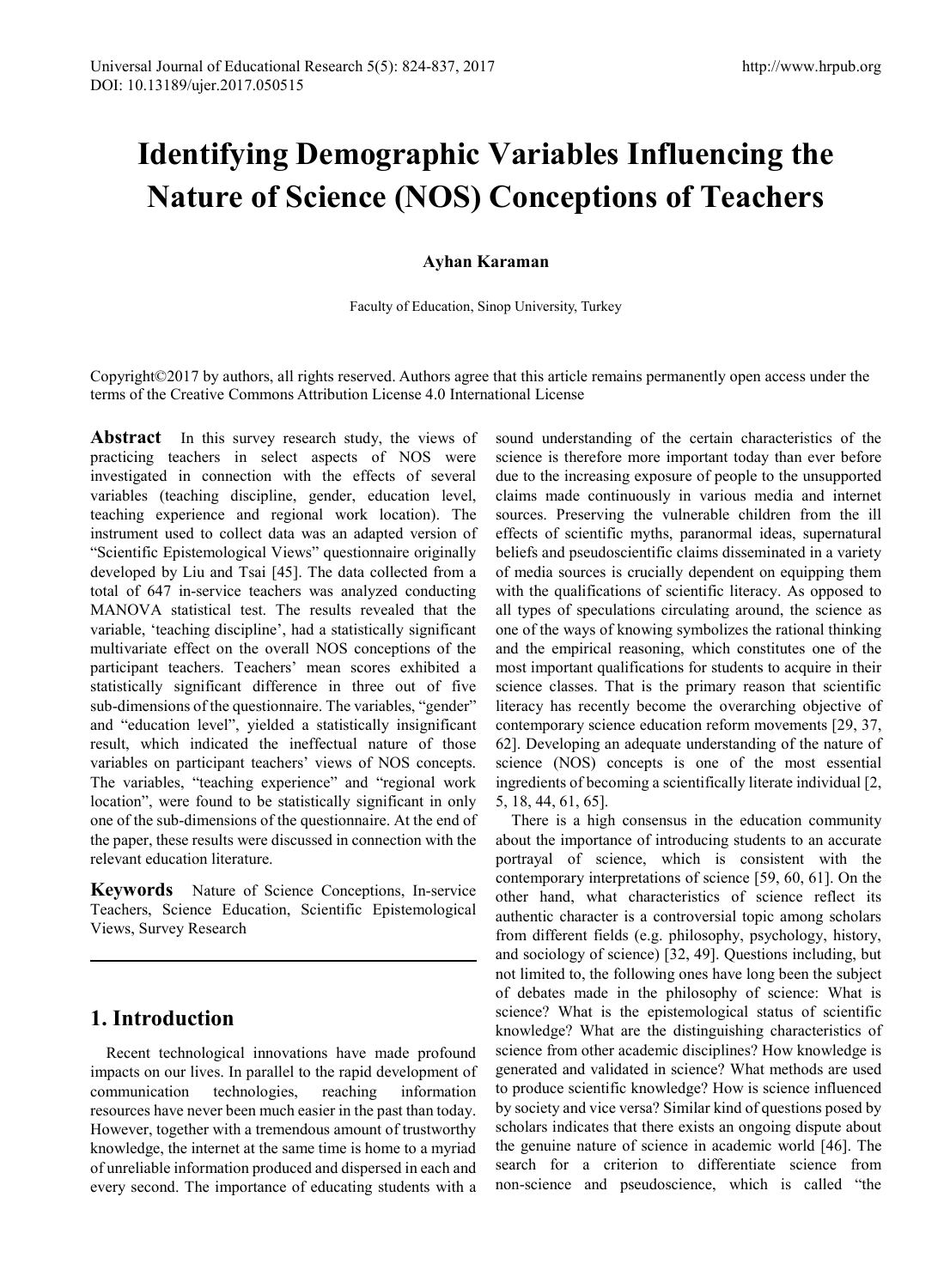# Identifying Demographic Variables Influencing the Nature of Science (NOS) Conceptions of Teachers

**Ayhan Karaman**

Faculty of Education, Sinop University, Turkey

Copyright©2017 by authors, all rights reserved. Authors agree that this article remains permanently open access under the terms of the Creative Commons Attribution License 4.0 International License

**Abstract** In this survey research study, the views of practicing teachers in select aspects of NOS were investigated in connection with the effects of several variables (teaching discipline, gender, education level, teaching experience and regional work location). The instrument used to collect data was an adapted version of "Scientific Epistemological Views" questionnaire originally developed by Liu and Tsai [45]. The data collected from a total of 647 in-service teachers was analyzed conducting MANOVA statistical test. The results revealed that the variable, 'teaching discipline', had a statistically significant multivariate effect on the overall NOS conceptions of the participant teachers. Teachers' mean scores exhibited a statistically significant difference in three out of five sub-dimensions of the questionnaire. The variables, "gender" and "education level", yielded a statistically insignificant result, which indicated the ineffectual nature of those variables on participant teachers' views of NOS concepts. The variables, "teaching experience" and "regional work location", were found to be statistically significant in only one of the sub-dimensions of the questionnaire. At the end of the paper, these results were discussed in connection with the relevant education literature.

**Keywords** Nature of Science Conceptions, In-service Teachers, Science Education, Scientific Epistemological Views, Survey Research

## 1. Introduction

Recent technological innovations have made profound impacts on our lives. In parallel to the rapid development of communication technologies, reaching information resources have never been much easier in the past than today. However, together with a tremendous amount of trustworthy knowledge, the internet at the same time is home to a myriad of unreliable information produced and dispersed in each and every second. The importance of educating students with a sound understanding of the certain characteristics of the science is therefore more important today than ever before due to the increasing exposure of people to the unsupported claims made continuously in various media and internet sources. Preserving the vulnerable children from the ill effects of scientific myths, paranormal ideas, supernatural beliefs and pseudoscientific claims disseminated in a variety of media sources is crucially dependent on equipping them with the qualifications of scientific literacy. As opposed to all types of speculations circulating around, the science as one of the ways of knowing symbolizes the rational thinking and the empirical reasoning, which constitutes one of the most important qualifications for students to acquire in their science classes. That is the primary reason that scientific literacy has recently become the overarching objective of contemporary science education reform movements [29, 37, 62]. Developing an adequate understanding of the nature of science (NOS) concepts is one of the most essential ingredients of becoming a scientifically literate individual [2, 5, 18, 44, 61, 65].

There is a high consensus in the education community about the importance of introducing students to an accurate portrayal of science, which is consistent with the contemporary interpretations of science [59, 60, 61]. On the other hand, what characteristics of science reflect its authentic character is a controversial topic among scholars from different fields (e.g. philosophy, psychology, history, and sociology of science) [32, 49]. Questions including, but not limited to, the following ones have long been the subject of debates made in the philosophy of science: What is science? What is the epistemological status of scientific knowledge? What are the distinguishing characteristics of science from other academic disciplines? How knowledge is generated and validated in science? What methods are used to produce scientific knowledge? How is science influenced by society and vice versa? Similar kind of questions posed by scholars indicates that there exists an ongoing dispute about the genuine nature of science in academic world [46]. The search for a criterion to differentiate science from non-science and pseudoscience, which is called "the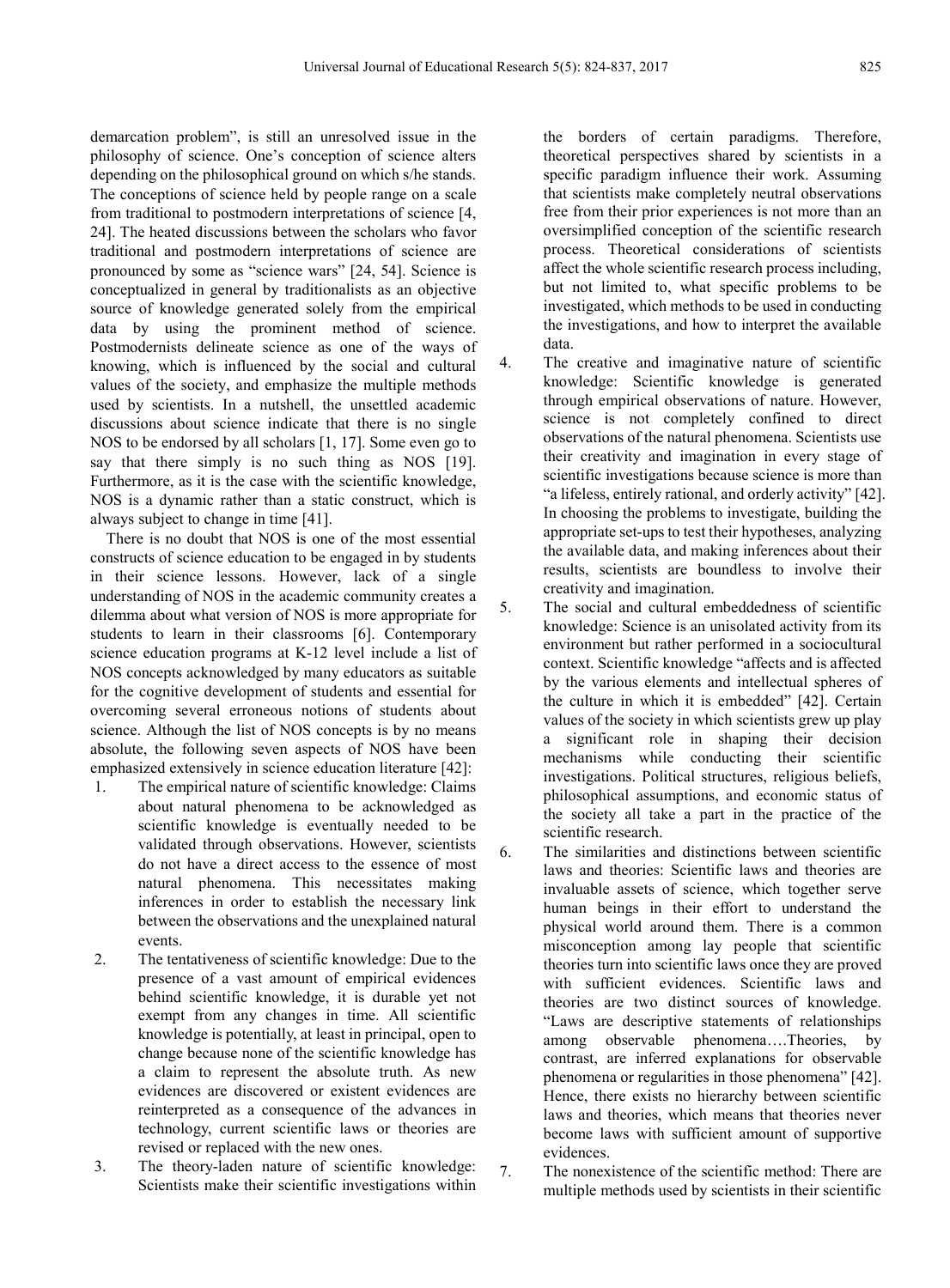demarcation problem", is still an unresolved issue in the philosophy of science. One's conception of science alters depending on the philosophical ground on which s/he stands. The conceptions of science held by people range on a scale from traditional to postmodern interpretations of science [4, 24]. The heated discussions between the scholars who favor traditional and postmodern interpretations of science are pronounced by some as "science wars" [24, 54]. Science is conceptualized in general by traditionalists as an objective source of knowledge generated solely from the empirical data by using the prominent method of science. Postmodernists delineate science as one of the ways of knowing, which is influenced by the social and cultural values of the society, and emphasize the multiple methods used by scientists. In a nutshell, the unsettled academic discussions about science indicate that there is no single NOS to be endorsed by all scholars [1, 17]. Some even go to say that there simply is no such thing as NOS [19]. Furthermore, as it is the case with the scientific knowledge, NOS is a dynamic rather than a static construct, which is always subject to change in time [41].

There is no doubt that NOS is one of the most essential constructs of science education to be engaged in by students in their science lessons. However, lack of a single understanding of NOS in the academic community creates a dilemma about what version of NOS is more appropriate for students to learn in their classrooms [6]. Contemporary science education programs at K-12 level include a list of NOS concepts acknowledged by many educators as suitable for the cognitive development of students and essential for overcoming several erroneous notions of students about science. Although the list of NOS concepts is by no means absolute, the following seven aspects of NOS have been emphasized extensively in science education literature [42]:

1. The empirical nature of scientific knowledge: Claims about natural phenomena to be acknowledged as scientific knowledge is eventually needed to be validated through observations. However, scientists do not have a direct access to the essence of most natural phenomena. This necessitates making inferences in order to establish the necessary link between the observations and the unexplained natural events.
2. The tentativeness of scientific knowledge: Due to the presence of a vast amount of empirical evidences behind scientific knowledge, it is durable yet not exempt from any changes in time. All scientific knowledge is potentially, at least in principal, open to change because none of the scientific knowledge has a claim to represent the absolute truth. As new evidences are discovered or existent evidences are reinterpreted as a consequence of the advances in technology, current scientific laws or theories are revised or replaced with the new ones.
3. The theory-laden nature of scientific knowledge: Scientists make their scientific investigations within the borders of certain paradigms. Therefore, theoretical perspectives shared by scientists in a specific paradigm influence their work. Assuming that scientists make completely neutral observations free from their prior experiences is not more than an oversimplified conception of the scientific research process. Theoretical considerations of scientists affect the whole scientific research process including, but not limited to, what specific problems to be investigated, which methods to be used in conducting the investigations, and how to interpret the available data.
4. The creative and imaginative nature of scientific knowledge: Scientific knowledge is generated through empirical observations of nature. However, science is not completely confined to direct observations of the natural phenomena. Scientists use their creativity and imagination in every stage of scientific investigations because science is more than "a lifeless, entirely rational, and orderly activity" [42]. In choosing the problems to investigate, building the appropriate set-ups to test their hypotheses, analyzing the available data, and making inferences about their results, scientists are boundless to involve their creativity and imagination.
5. The social and cultural embeddedness of scientific knowledge: Science is an unisolated activity from its environment but rather performed in a sociocultural context. Scientific knowledge "affects and is affected by the various elements and intellectual spheres of the culture in which it is embedded" [42]. Certain values of the society in which scientists grew up play a significant role in shaping their decision mechanisms while conducting their scientific investigations. Political structures, religious beliefs, philosophical assumptions, and economic status of the society all take a part in the practice of the scientific research.
6. The similarities and distinctions between scientific laws and theories: Scientific laws and theories are invaluable assets of science, which together serve human beings in their effort to understand the physical world around them. There is a common misconception among lay people that scientific theories turn into scientific laws once they are proved with sufficient evidences. Scientific laws and theories are two distinct sources of knowledge. "Laws are descriptive statements of relationships among observable phenomena….Theories, by contrast, are inferred explanations for observable phenomena or regularities in those phenomena" [42]. Hence, there exists no hierarchy between scientific laws and theories, which means that theories never become laws with sufficient amount of supportive evidences.
7. The nonexistence of the scientific method: There are multiple methods used by scientists in their scientific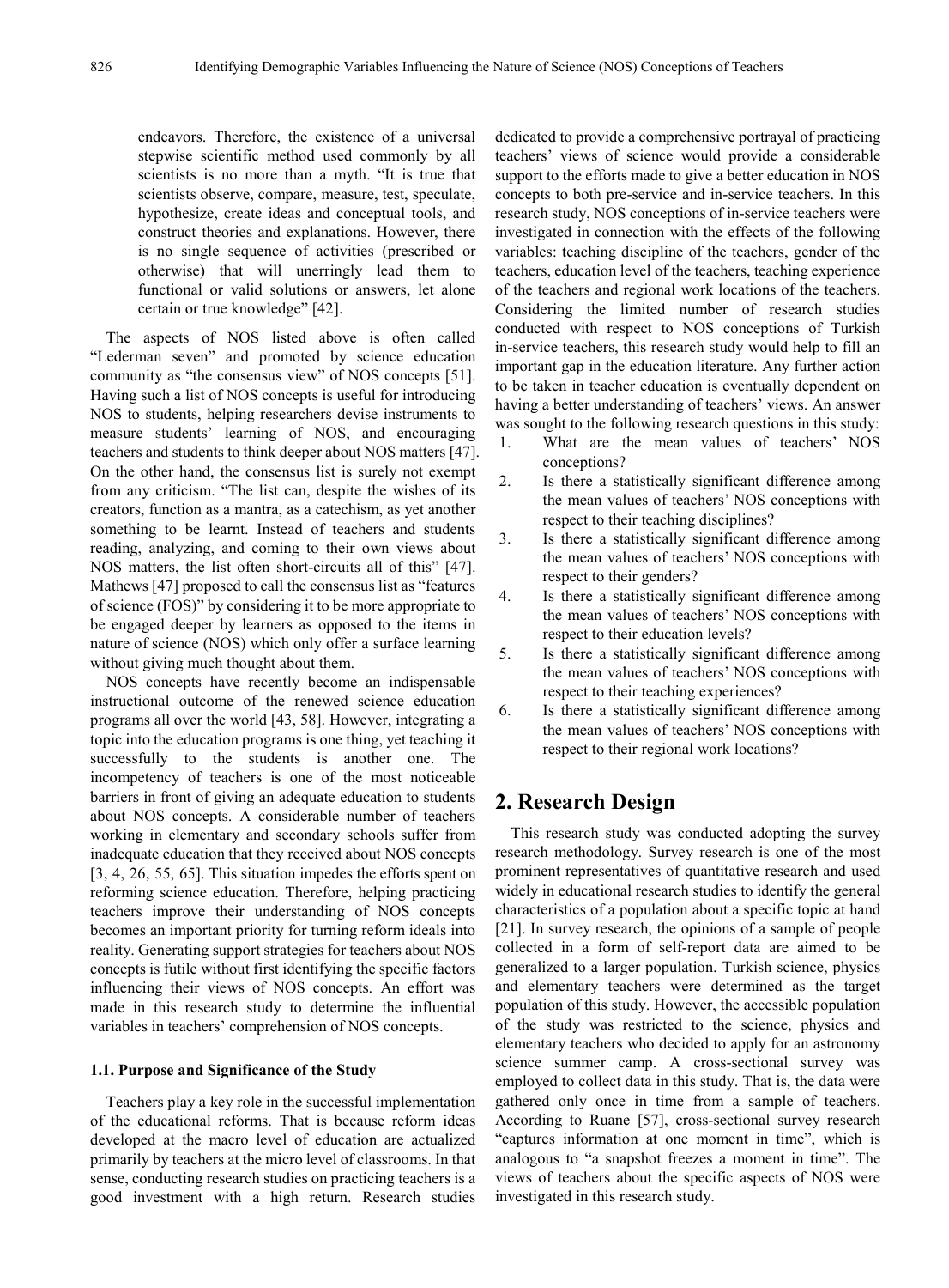endeavors. Therefore, the existence of a universal stepwise scientific method used commonly by all scientists is no more than a myth. "It is true that scientists observe, compare, measure, test, speculate, hypothesize, create ideas and conceptual tools, and construct theories and explanations. However, there is no single sequence of activities (prescribed or otherwise) that will unerringly lead them to functional or valid solutions or answers, let alone certain or true knowledge" [42].

The aspects of NOS listed above is often called "Lederman seven" and promoted by science education community as "the consensus view" of NOS concepts [51]. Having such a list of NOS concepts is useful for introducing NOS to students, helping researchers devise instruments to measure students' learning of NOS, and encouraging teachers and students to think deeper about NOS matters [47]. On the other hand, the consensus list is surely not exempt from any criticism. "The list can, despite the wishes of its creators, function as a mantra, as a catechism, as yet another something to be learnt. Instead of teachers and students reading, analyzing, and coming to their own views about NOS matters, the list often short-circuits all of this" [47]. Mathews [47] proposed to call the consensus list as "features of science (FOS)" by considering it to be more appropriate to be engaged deeper by learners as opposed to the items in nature of science (NOS) which only offer a surface learning without giving much thought about them.

NOS concepts have recently become an indispensable instructional outcome of the renewed science education programs all over the world [43, 58]. However, integrating a topic into the education programs is one thing, yet teaching it successfully to the students is another one. The incompetency of teachers is one of the most noticeable barriers in front of giving an adequate education to students about NOS concepts. A considerable number of teachers working in elementary and secondary schools suffer from inadequate education that they received about NOS concepts [3, 4, 26, 55, 65]. This situation impedes the efforts spent on reforming science education. Therefore, helping practicing teachers improve their understanding of NOS concepts becomes an important priority for turning reform ideals into reality. Generating support strategies for teachers about NOS concepts is futile without first identifying the specific factors influencing their views of NOS concepts. An effort was made in this research study to determine the influential variables in teachers' comprehension of NOS concepts.

### 1.1. Purpose and Significance of the Study

Teachers play a key role in the successful implementation of the educational reforms. That is because reform ideas developed at the macro level of education are actualized primarily by teachers at the micro level of classrooms. In that sense, conducting research studies on practicing teachers is a good investment with a high return. Research studies dedicated to provide a comprehensive portrayal of practicing teachers' views of science would provide a considerable support to the efforts made to give a better education in NOS concepts to both pre-service and in-service teachers. In this research study, NOS conceptions of in-service teachers were investigated in connection with the effects of the following variables: teaching discipline of the teachers, gender of the teachers, education level of the teachers, teaching experience of the teachers and regional work locations of the teachers. Considering the limited number of research studies conducted with respect to NOS conceptions of Turkish in-service teachers, this research study would help to fill an important gap in the education literature. Any further action to be taken in teacher education is eventually dependent on having a better understanding of teachers' views. An answer was sought to the following research questions in this study:

1. What are the mean values of teachers' NOS conceptions?
2. Is there a statistically significant difference among the mean values of teachers' NOS conceptions with respect to their teaching disciplines?
3. Is there a statistically significant difference among the mean values of teachers' NOS conceptions with respect to their genders?
4. Is there a statistically significant difference among the mean values of teachers' NOS conceptions with respect to their education levels?
5. Is there a statistically significant difference among the mean values of teachers' NOS conceptions with respect to their teaching experiences?
6. Is there a statistically significant difference among the mean values of teachers' NOS conceptions with respect to their regional work locations?

## 2. Research Design

This research study was conducted adopting the survey research methodology. Survey research is one of the most prominent representatives of quantitative research and used widely in educational research studies to identify the general characteristics of a population about a specific topic at hand [21]. In survey research, the opinions of a sample of people collected in a form of self-report data are aimed to be generalized to a larger population. Turkish science, physics and elementary teachers were determined as the target population of this study. However, the accessible population of the study was restricted to the science, physics and elementary teachers who decided to apply for an astronomy science summer camp. A cross-sectional survey was employed to collect data in this study. That is, the data were gathered only once in time from a sample of teachers. According to Ruane [57], cross-sectional survey research "captures information at one moment in time", which is analogous to "a snapshot freezes a moment in time". The views of teachers about the specific aspects of NOS were investigated in this research study.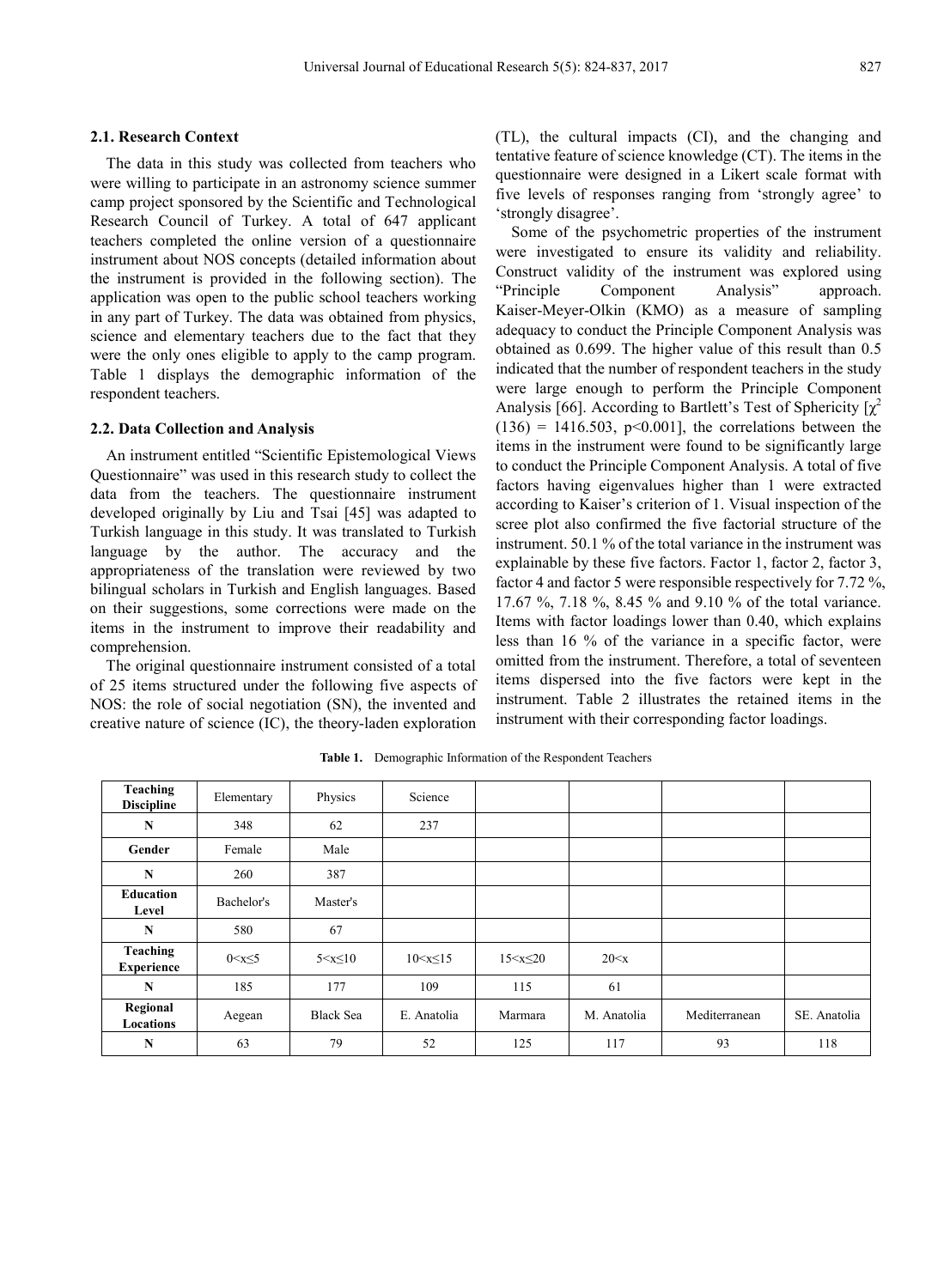### 2.1. Research Context

The data in this study was collected from teachers who were willing to participate in an astronomy science summer camp project sponsored by the Scientific and Technological Research Council of Turkey. A total of 647 applicant teachers completed the online version of a questionnaire instrument about NOS concepts (detailed information about the instrument is provided in the following section). The application was open to the public school teachers working in any part of Turkey. The data was obtained from physics, science and elementary teachers due to the fact that they were the only ones eligible to apply to the camp program. Table 1 displays the demographic information of the respondent teachers.

### 2.2. Data Collection and Analysis

An instrument entitled "Scientific Epistemological Views Questionnaire" was used in this research study to collect the data from the teachers. The questionnaire instrument developed originally by Liu and Tsai [45] was adapted to Turkish language in this study. It was translated to Turkish language by the author. The accuracy and the appropriateness of the translation were reviewed by two bilingual scholars in Turkish and English languages. Based on their suggestions, some corrections were made on the items in the instrument to improve their readability and comprehension.

The original questionnaire instrument consisted of a total of 25 items structured under the following five aspects of NOS: the role of social negotiation (SN), the invented and creative nature of science (IC), the theory-laden exploration (TL), the cultural impacts (CI), and the changing and tentative feature of science knowledge (CT). The items in the questionnaire were designed in a Likert scale format with five levels of responses ranging from 'strongly agree' to 'strongly disagree'.

Some of the psychometric properties of the instrument were investigated to ensure its validity and reliability. Construct validity of the instrument was explored using "Principle Component Analysis" approach. Kaiser-Meyer-Olkin (KMO) as a measure of sampling adequacy to conduct the Principle Component Analysis was obtained as 0.699. The higher value of this result than 0.5 indicated that the number of respondent teachers in the study were large enough to perform the Principle Component Analysis [66]. According to Bartlett's Test of Sphericity [$\chi^2$ $(136) = 1416.503$, $p<0.001$], the correlations between the items in the instrument were found to be significantly large to conduct the Principle Component Analysis. A total of five factors having eigenvalues higher than 1 were extracted according to Kaiser's criterion of 1. Visual inspection of the scree plot also confirmed the five factorial structure of the instrument. 50.1 % of the total variance in the instrument was explainable by these five factors. Factor 1, factor 2, factor 3, factor 4 and factor 5 were responsible respectively for 7.72 %, 17.67 %, 7.18 %, 8.45 % and 9.10 % of the total variance. Items with factor loadings lower than 0.40, which explains less than 16 % of the variance in a specific factor, were omitted from the instrument. Therefore, a total of seventeen items dispersed into the five factors were kept in the instrument. Table 2 illustrates the retained items in the instrument with their corresponding factor loadings.

**Table 1.** Demographic Information of the Respondent Teachers

| **Teaching Discipline** | Elementary | Physics | Science | | | | |
|---|---|---|---|---|---|---|---|
| **N** | 348 | 62 | 237 | | | | |
| **Gender** | Female | Male | | | | | |
| **N** | 260 | 387 | | | | | |
| **Education Level** | Bachelor's | Master's | | | | | |
| **N** | 580 | 67 | | | | | |
| **Teaching Experience** | $0<x\leq5$ | $5<x\leq10$ | $10<x\leq15$ | $15<x\leq20$ | $20<x$ | | |
| **N** | 185 | 177 | 109 | 115 | 61 | | |
| **Regional Locations** | Aegean | Black Sea | E. Anatolia | Marmara | M. Anatolia | Mediterranean | SE. Anatolia |
| **N** | 63 | 79 | 52 | 125 | 117 | 93 | 118 |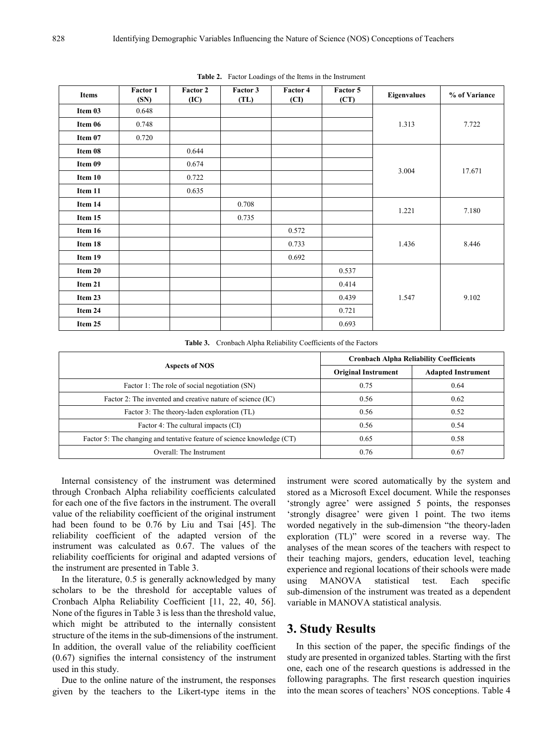**Table 2.** Factor Loadings of the Items in the Instrument

| Items | Factor 1 (SN) | Factor 2 (IC) | Factor 3 (TL) | Factor 4 (CI) | Factor 5 (CT) | Eigenvalues | % of Variance |
|---|---|---|---|---|---|---|---|
| Item 03 | 0.648 | | | | | 1.313 | 7.722 |
| Item 06 | 0.748 | | | | | | |
| Item 07 | 0.720 | | | | | | |
| Item 08 | | 0.644 | | | | 3.004 | 17.671 |
| Item 09 | | 0.674 | | | | | |
| Item 10 | | 0.722 | | | | | |
| Item 11 | | 0.635 | | | | | |
| Item 14 | | | 0.708 | | | 1.221 | 7.180 |
| Item 15 | | | 0.735 | | | | |
| Item 16 | | | | 0.572 | | 1.436 | 8.446 |
| Item 18 | | | | 0.733 | | | |
| Item 19 | | | | 0.692 | | | |
| Item 20 | | | | | 0.537 | 1.547 | 9.102 |
| Item 21 | | | | | 0.414 | | |
| Item 23 | | | | | 0.439 | | |
| Item 24 | | | | | 0.721 | | |
| Item 25 | | | | | 0.693 | | |

**Table 3.** Cronbach Alpha Reliability Coefficients of the Factors

| Aspects of NOS | Cronbach Alpha Reliability Coefficients | |
|---|---|---|
| | Original Instrument | Adapted Instrument |
| Factor 1: The role of social negotiation (SN) | 0.75 | 0.64 |
| Factor 2: The invented and creative nature of science (IC) | 0.56 | 0.62 |
| Factor 3: The theory-laden exploration (TL) | 0.56 | 0.52 |
| Factor 4: The cultural impacts (CI) | 0.56 | 0.54 |
| Factor 5: The changing and tentative feature of science knowledge (CT) | 0.65 | 0.58 |
| Overall: The Instrument | 0.76 | 0.67 |

Internal consistency of the instrument was determined through Cronbach Alpha reliability coefficients calculated for each one of the five factors in the instrument. The overall value of the reliability coefficient of the original instrument had been found to be 0.76 by Liu and Tsai [45]. The reliability coefficient of the adapted version of the instrument was calculated as 0.67. The values of the reliability coefficients for original and adapted versions of the instrument are presented in Table 3.

In the literature, 0.5 is generally acknowledged by many scholars to be the threshold for acceptable values of Cronbach Alpha Reliability Coefficient [11, 22, 40, 56]. None of the figures in Table 3 is less than the threshold value, which might be attributed to the internally consistent structure of the items in the sub-dimensions of the instrument. In addition, the overall value of the reliability coefficient (0.67) signifies the internal consistency of the instrument used in this study.

Due to the online nature of the instrument, the responses given by the teachers to the Likert-type items in the instrument were scored automatically by the system and stored as a Microsoft Excel document. While the responses 'strongly agree' were assigned 5 points, the responses 'strongly disagree' were given 1 point. The two items worded negatively in the sub-dimension "the theory-laden exploration (TL)" were scored in a reverse way. The analyses of the mean scores of the teachers with respect to their teaching majors, genders, education level, teaching experience and regional locations of their schools were made using MANOVA statistical test. Each specific sub-dimension of the instrument was treated as a dependent variable in MANOVA statistical analysis.

## 3. Study Results

In this section of the paper, the specific findings of the study are presented in organized tables. Starting with the first one, each one of the research questions is addressed in the following paragraphs. The first research question inquiries into the mean scores of teachers' NOS conceptions. Table 4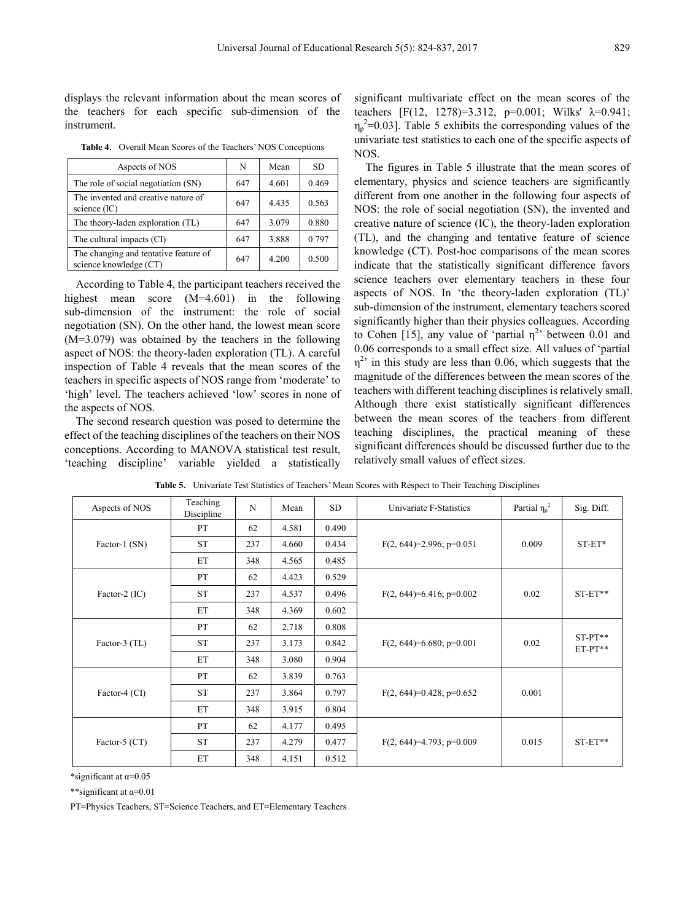displays the relevant information about the mean scores of the teachers for each specific sub-dimension of the instrument.

**Table 4.** Overall Mean Scores of the Teachers' NOS Conceptions

| Aspects of NOS | N | Mean | SD |
|---|---|---|---|
| The role of social negotiation (SN) | 647 | 4.601 | 0.469 |
| The invented and creative nature of science (IC) | 647 | 4.435 | 0.563 |
| The theory-laden exploration (TL) | 647 | 3.079 | 0.880 |
| The cultural impacts (CI) | 647 | 3.888 | 0.797 |
| The changing and tentative feature of science knowledge (CT) | 647 | 4.200 | 0.500 |

According to Table 4, the participant teachers received the highest mean score (M=4.601) in the following sub-dimension of the instrument: the role of social negotiation (SN). On the other hand, the lowest mean score (M=3.079) was obtained by the teachers in the following aspect of NOS: the theory-laden exploration (TL). A careful inspection of Table 4 reveals that the mean scores of the teachers in specific aspects of NOS range from 'moderate' to 'high' level. The teachers achieved 'low' scores in none of the aspects of NOS.

The second research question was posed to determine the effect of the teaching disciplines of the teachers on their NOS conceptions. According to MANOVA statistical test result, 'teaching discipline' variable yielded a statistically significant multivariate effect on the mean scores of the teachers [$F(12, 1278)=3.312$, $p=0.001$; Wilks' $\lambda=0.941$; $\eta_p^2=0.03$]. Table 5 exhibits the corresponding values of the univariate test statistics to each one of the specific aspects of NOS.

The figures in Table 5 illustrate that the mean scores of elementary, physics and science teachers are significantly different from one another in the following four aspects of NOS: the role of social negotiation (SN), the invented and creative nature of science (IC), the theory-laden exploration (TL), and the changing and tentative feature of science knowledge (CT). Post-hoc comparisons of the mean scores indicate that the statistically significant difference favors science teachers over elementary teachers in these four aspects of NOS. In 'the theory-laden exploration (TL)' sub-dimension of the instrument, elementary teachers scored significantly higher than their physics colleagues. According to Cohen [15], any value of 'partial $\eta^2$' between 0.01 and 0.06 corresponds to a small effect size. All values of 'partial $\eta^2$' in this study are less than 0.06, which suggests that the magnitude of the differences between the mean scores of the teachers with different teaching disciplines is relatively small. Although there exist statistically significant differences between the mean scores of the teachers from different teaching disciplines, the practical meaning of these significant differences should be discussed further due to the relatively small values of effect sizes.

**Table 5.** Univariate Test Statistics of Teachers' Mean Scores with Respect to Their Teaching Disciplines

| Aspects of NOS | Teaching Discipline | N | Mean | SD | Univariate F-Statistics | Partial $\eta_p^2$ | Sig. Diff. |
|---|---|---|---|---|---|---|---|
| Factor-1 (SN) | PT | 62 | 4.581 | 0.490 | $F(2, 644)=2.996$; $p=0.051$ | 0.009 | ST-ET* |
| | ST | 237 | 4.660 | 0.434 | | | |
| | ET | 348 | 4.565 | 0.485 | | | |
| Factor-2 (IC) | PT | 62 | 4.423 | 0.529 | $F(2, 644)=6.416$; $p=0.002$ | 0.02 | ST-ET** |
| | ST | 237 | 4.537 | 0.496 | | | |
| | ET | 348 | 4.369 | 0.602 | | | |
| Factor-3 (TL) | PT | 62 | 2.718 | 0.808 | $F(2, 644)=6.680$; $p=0.001$ | 0.02 | ST-PT** ET-PT** |
| | ST | 237 | 3.173 | 0.842 | | | |
| | ET | 348 | 3.080 | 0.904 | | | |
| Factor-4 (CI) | PT | 62 | 3.839 | 0.763 | $F(2, 644)=0.428$; $p=0.652$ | 0.001 | |
| | ST | 237 | 3.864 | 0.797 | | | |
| | ET | 348 | 3.915 | 0.804 | | | |
| Factor-5 (CT) | PT | 62 | 4.177 | 0.495 | $F(2, 644)=4.793$; $p=0.009$ | 0.015 | ST-ET** |
| | ST | 237 | 4.279 | 0.477 | | | |
| | ET | 348 | 4.151 | 0.512 | | | |

*significant at $\alpha=0.05$

**significant at $\alpha=0.01$

PT=Physics Teachers, ST=Science Teachers, and ET=Elementary Teachers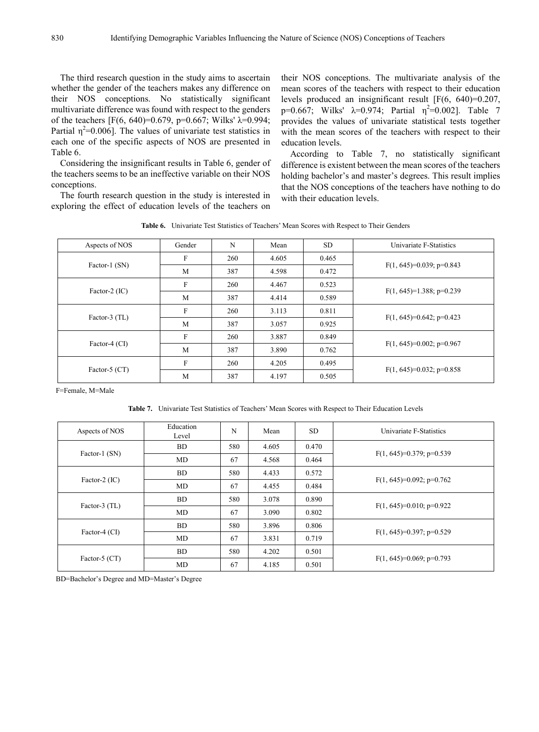The third research question in the study aims to ascertain whether the gender of the teachers makes any difference on their NOS conceptions. No statistically significant multivariate difference was found with respect to the genders of the teachers [$F(6, 640)=0.679$, $p=0.667$; Wilks' $\lambda=0.994$; Partial $\eta^2=0.006$]. The values of univariate test statistics in each one of the specific aspects of NOS are presented in Table 6.

Considering the insignificant results in Table 6, gender of the teachers seems to be an ineffective variable on their NOS conceptions.

The fourth research question in the study is interested in exploring the effect of education levels of the teachers on their NOS conceptions. The multivariate analysis of the mean scores of the teachers with respect to their education levels produced an insignificant result [$F(6, 640)=0.207$, $p=0.667$; Wilks' $\lambda=0.974$; Partial $\eta^2=0.002$]. Table 7 provides the values of univariate statistical tests together with the mean scores of the teachers with respect to their education levels.

According to Table 7, no statistically significant difference is existent between the mean scores of the teachers holding bachelor's and master's degrees. This result implies that the NOS conceptions of the teachers have nothing to do with their education levels.

**Table 6.** Univariate Test Statistics of Teachers' Mean Scores with Respect to Their Genders

| Aspects of NOS | Gender | N | Mean | SD | Univariate F-Statistics |
|---|---|---|---|---|---|
| Factor-1 (SN) | F | 260 | 4.605 | 0.465 | $F(1, 645)=0.039$; $p=0.843$ |
| | M | 387 | 4.598 | 0.472 | |
| Factor-2 (IC) | F | 260 | 4.467 | 0.523 | $F(1, 645)=1.388$; $p=0.239$ |
| | M | 387 | 4.414 | 0.589 | |
| Factor-3 (TL) | F | 260 | 3.113 | 0.811 | $F(1, 645)=0.642$; $p=0.423$ |
| | M | 387 | 3.057 | 0.925 | |
| Factor-4 (CI) | F | 260 | 3.887 | 0.849 | $F(1, 645)=0.002$; $p=0.967$ |
| | M | 387 | 3.890 | 0.762 | |
| Factor-5 (CT) | F | 260 | 4.205 | 0.495 | $F(1, 645)=0.032$; $p=0.858$ |
| | M | 387 | 4.197 | 0.505 | |

F=Female, M=Male

**Table 7.** Univariate Test Statistics of Teachers' Mean Scores with Respect to Their Education Levels

| Aspects of NOS | Education Level | N | Mean | SD | Univariate F-Statistics |
|---|---|---|---|---|---|
| Factor-1 (SN) | BD | 580 | 4.605 | 0.470 | $F(1, 645)=0.379$; $p=0.539$ |
| | MD | 67 | 4.568 | 0.464 | |
| Factor-2 (IC) | BD | 580 | 4.433 | 0.572 | $F(1, 645)=0.092$; $p=0.762$ |
| | MD | 67 | 4.455 | 0.484 | |
| Factor-3 (TL) | BD | 580 | 3.078 | 0.890 | $F(1, 645)=0.010$; $p=0.922$ |
| | MD | 67 | 3.090 | 0.802 | |
| Factor-4 (CI) | BD | 580 | 3.896 | 0.806 | $F(1, 645)=0.397$; $p=0.529$ |
| | MD | 67 | 3.831 | 0.719 | |
| Factor-5 (CT) | BD | 580 | 4.202 | 0.501 | $F(1, 645)=0.069$; $p=0.793$ |
| | MD | 67 | 4.185 | 0.501 | |

BD=Bachelor's Degree and MD=Master's Degree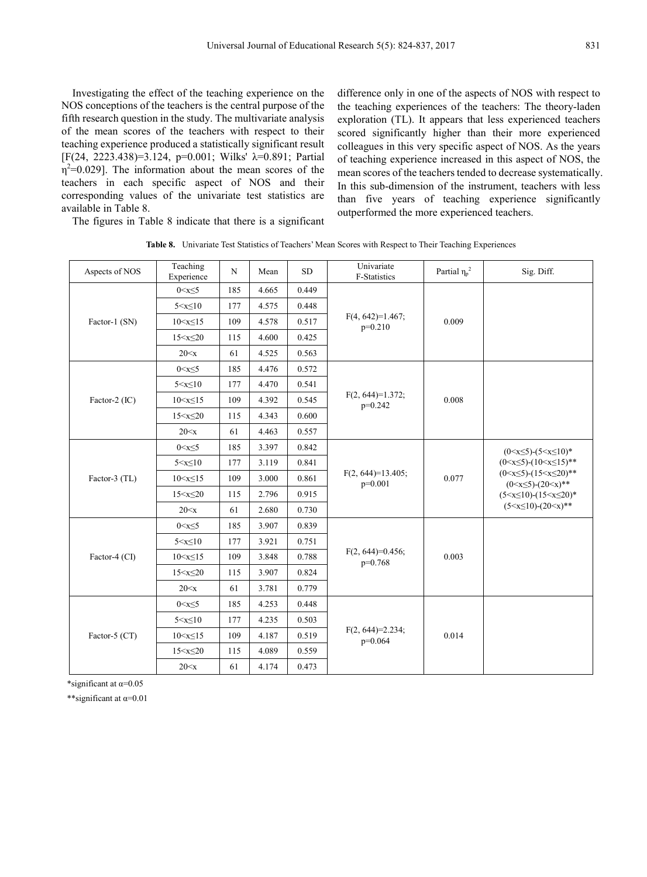Investigating the effect of the teaching experience on the NOS conceptions of the teachers is the central purpose of the fifth research question in the study. The multivariate analysis of the mean scores of the teachers with respect to their teaching experience produced a statistically significant result [$F(24, 2223.438)=3.124$, $p=0.001$; Wilks' $\lambda=0.891$; Partial $\eta^2=0.029$]. The information about the mean scores of the teachers in each specific aspect of NOS and their corresponding values of the univariate test statistics are available in Table 8.

The figures in Table 8 indicate that there is a significant difference only in one of the aspects of NOS with respect to the teaching experiences of the teachers: The theory-laden exploration (TL). It appears that less experienced teachers scored significantly higher than their more experienced colleagues in this very specific aspect of NOS. As the years of teaching experience increased in this aspect of NOS, the mean scores of the teachers tended to decrease systematically. In this sub-dimension of the instrument, teachers with less than five years of teaching experience significantly outperformed the more experienced teachers.

**Table 8.** Univariate Test Statistics of Teachers' Mean Scores with Respect to Their Teaching Experiences

| Aspects of NOS | Teaching Experience | N | Mean | SD | Univariate F-Statistics | Partial $\eta_p^2$ | Sig. Diff. |
|---|---|---|---|---|---|---|---|
| Factor-1 (SN) | $0<x\leq5$ | 185 | 4.665 | 0.449 | $F(4, 642)=1.467$; $p=0.210$ | 0.009 | |
| | $5<x\leq10$ | 177 | 4.575 | 0.448 | | | |
| | $10<x\leq15$ | 109 | 4.578 | 0.517 | | | |
| | $15<x\leq20$ | 115 | 4.600 | 0.425 | | | |
| | $20<x$ | 61 | 4.525 | 0.563 | | | |
| Factor-2 (IC) | $0<x\leq5$ | 185 | 4.476 | 0.572 | $F(2, 644)=1.372$; $p=0.242$ | 0.008 | |
| | $5<x\leq10$ | 177 | 4.470 | 0.541 | | | |
| | $10<x\leq15$ | 109 | 4.392 | 0.545 | | | |
| | $15<x\leq20$ | 115 | 4.343 | 0.600 | | | |
| | $20<x$ | 61 | 4.463 | 0.557 | | | |
| Factor-3 (TL) | $0<x\leq5$ | 185 | 3.397 | 0.842 | $F(2, 644)=13.405$; $p=0.001$ | 0.077 | $(0<x\leq5)$-$(5<x\leq10)$* $(0<x\leq5)$-$(10<x\leq15)$** $(0<x\leq5)$-$(15<x\leq20)$** $(0<x\leq5)$-$(20<x)$** $(5<x\leq10)$-$(15<x\leq20)$* $(5<x\leq10)$-$(20<x)$** |
| | $5<x\leq10$ | 177 | 3.119 | 0.841 | | | |
| | $10<x\leq15$ | 109 | 3.000 | 0.861 | | | |
| | $15<x\leq20$ | 115 | 2.796 | 0.915 | | | |
| | $20<x$ | 61 | 2.680 | 0.730 | | | |
| Factor-4 (CI) | $0<x\leq5$ | 185 | 3.907 | 0.839 | $F(2, 644)=0.456$; $p=0.768$ | 0.003 | |
| | $5<x\leq10$ | 177 | 3.921 | 0.751 | | | |
| | $10<x\leq15$ | 109 | 3.848 | 0.788 | | | |
| | $15<x\leq20$ | 115 | 3.907 | 0.824 | | | |
| | $20<x$ | 61 | 3.781 | 0.779 | | | |
| Factor-5 (CT) | $0<x\leq5$ | 185 | 4.253 | 0.448 | $F(2, 644)=2.234$; $p=0.064$ | 0.014 | |
| | $5<x\leq10$ | 177 | 4.235 | 0.503 | | | |
| | $10<x\leq15$ | 109 | 4.187 | 0.519 | | | |
| | $15<x\leq20$ | 115 | 4.089 | 0.559 | | | |
| | $20<x$ | 61 | 4.174 | 0.473 | | | |

*significant at $\alpha=0.05$

**significant at $\alpha=0.01$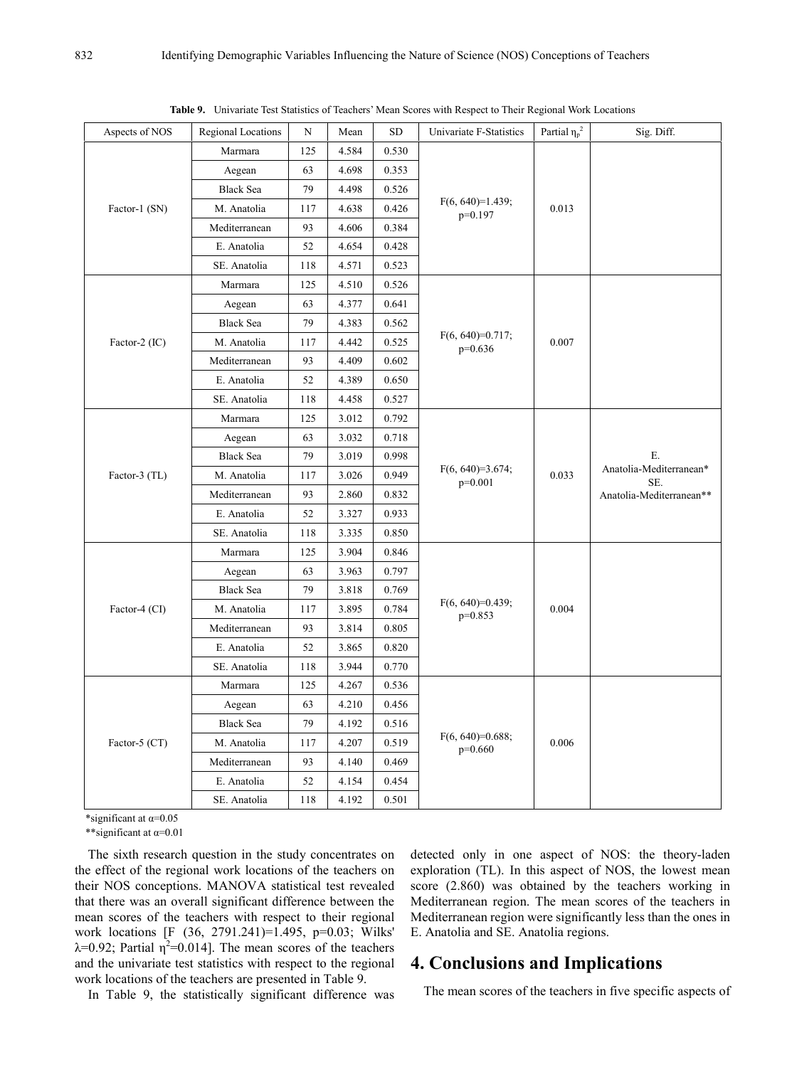**Table 9.** Univariate Test Statistics of Teachers' Mean Scores with Respect to Their Regional Work Locations

| Aspects of NOS | Regional Locations | N | Mean | SD | Univariate F-Statistics | Partial $\eta_p^2$ | Sig. Diff. |
|---|---|---|---|---|---|---|---|
| Factor-1 (SN) | Marmara | 125 | 4.584 | 0.530 | F(6, 640)=1.439; p=0.197 | 0.013 | |
| | Aegean | 63 | 4.698 | 0.353 | | | |
| | Black Sea | 79 | 4.498 | 0.526 | | | |
| | M. Anatolia | 117 | 4.638 | 0.426 | | | |
| | Mediterranean | 93 | 4.606 | 0.384 | | | |
| | E. Anatolia | 52 | 4.654 | 0.428 | | | |
| | SE. Anatolia | 118 | 4.571 | 0.523 | | | |
| Factor-2 (IC) | Marmara | 125 | 4.510 | 0.526 | F(6, 640)=0.717; p=0.636 | 0.007 | |
| | Aegean | 63 | 4.377 | 0.641 | | | |
| | Black Sea | 79 | 4.383 | 0.562 | | | |
| | M. Anatolia | 117 | 4.442 | 0.525 | | | |
| | Mediterranean | 93 | 4.409 | 0.602 | | | |
| | E. Anatolia | 52 | 4.389 | 0.650 | | | |
| | SE. Anatolia | 118 | 4.458 | 0.527 | | | |
| Factor-3 (TL) | Marmara | 125 | 3.012 | 0.792 | F(6, 640)=3.674; p=0.001 | 0.033 | E. Anatolia-Mediterranean* SE. Anatolia-Mediterranean** |
| | Aegean | 63 | 3.032 | 0.718 | | | |
| | Black Sea | 79 | 3.019 | 0.998 | | | |
| | M. Anatolia | 117 | 3.026 | 0.949 | | | |
| | Mediterranean | 93 | 2.860 | 0.832 | | | |
| | E. Anatolia | 52 | 3.327 | 0.933 | | | |
| | SE. Anatolia | 118 | 3.335 | 0.850 | | | |
| Factor-4 (CI) | Marmara | 125 | 3.904 | 0.846 | F(6, 640)=0.439; p=0.853 | 0.004 | |
| | Aegean | 63 | 3.963 | 0.797 | | | |
| | Black Sea | 79 | 3.818 | 0.769 | | | |
| | M. Anatolia | 117 | 3.895 | 0.784 | | | |
| | Mediterranean | 93 | 3.814 | 0.805 | | | |
| | E. Anatolia | 52 | 3.865 | 0.820 | | | |
| | SE. Anatolia | 118 | 3.944 | 0.770 | | | |
| Factor-5 (CT) | Marmara | 125 | 4.267 | 0.536 | F(6, 640)=0.688; p=0.660 | 0.006 | |
| | Aegean | 63 | 4.210 | 0.456 | | | |
| | Black Sea | 79 | 4.192 | 0.516 | | | |
| | M. Anatolia | 117 | 4.207 | 0.519 | | | |
| | Mediterranean | 93 | 4.140 | 0.469 | | | |
| | E. Anatolia | 52 | 4.154 | 0.454 | | | |
| | SE. Anatolia | 118 | 4.192 | 0.501 | | | |

*significant at $\alpha$=0.05

**significant at $\alpha$=0.01

The sixth research question in the study concentrates on the effect of the regional work locations of the teachers on their NOS conceptions. MANOVA statistical test revealed that there was an overall significant difference between the mean scores of the teachers with respect to their regional work locations [F (36, 2791.241)=1.495, p=0.03; Wilks' $\lambda$=0.92; Partial $\eta^2$=0.014]. The mean scores of the teachers and the univariate test statistics with respect to the regional work locations of the teachers are presented in Table 9.

In Table 9, the statistically significant difference was detected only in one aspect of NOS: the theory-laden exploration (TL). In this aspect of NOS, the lowest mean score (2.860) was obtained by the teachers working in Mediterranean region. The mean scores of the teachers in Mediterranean region were significantly less than the ones in E. Anatolia and SE. Anatolia regions.

# 4. Conclusions and Implications

The mean scores of the teachers in five specific aspects of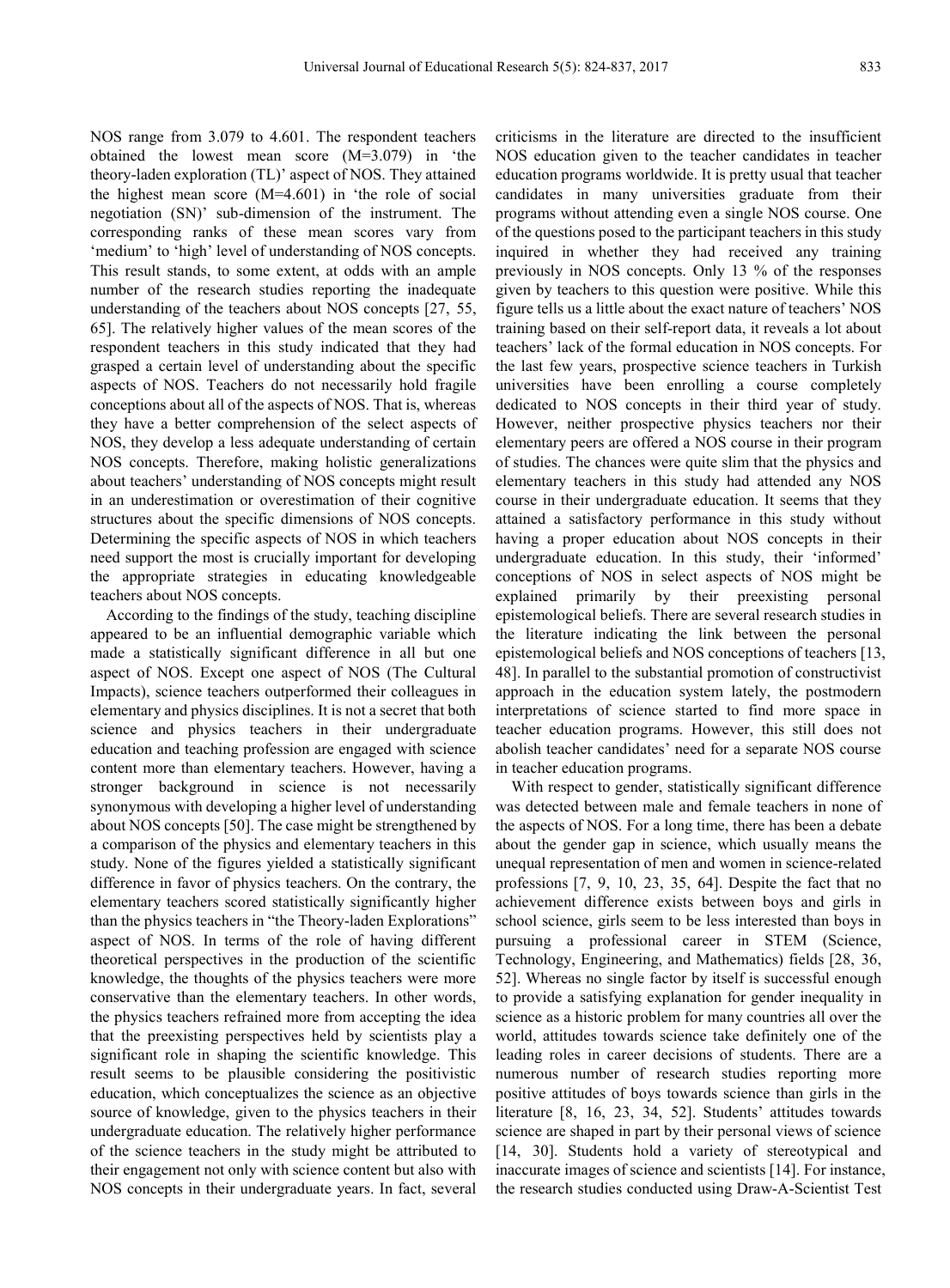NOS range from 3.079 to 4.601. The respondent teachers obtained the lowest mean score (M=3.079) in 'the theory-laden exploration (TL)' aspect of NOS. They attained the highest mean score (M=4.601) in 'the role of social negotiation (SN)' sub-dimension of the instrument. The corresponding ranks of these mean scores vary from 'medium' to 'high' level of understanding of NOS concepts. This result stands, to some extent, at odds with an ample number of the research studies reporting the inadequate understanding of the teachers about NOS concepts [27, 55, 65]. The relatively higher values of the mean scores of the respondent teachers in this study indicated that they had grasped a certain level of understanding about the specific aspects of NOS. Teachers do not necessarily hold fragile conceptions about all of the aspects of NOS. That is, whereas they have a better comprehension of the select aspects of NOS, they develop a less adequate understanding of certain NOS concepts. Therefore, making holistic generalizations about teachers' understanding of NOS concepts might result in an underestimation or overestimation of their cognitive structures about the specific dimensions of NOS concepts. Determining the specific aspects of NOS in which teachers need support the most is crucially important for developing the appropriate strategies in educating knowledgeable teachers about NOS concepts.

According to the findings of the study, teaching discipline appeared to be an influential demographic variable which made a statistically significant difference in all but one aspect of NOS. Except one aspect of NOS (The Cultural Impacts), science teachers outperformed their colleagues in elementary and physics disciplines. It is not a secret that both science and physics teachers in their undergraduate education and teaching profession are engaged with science content more than elementary teachers. However, having a stronger background in science is not necessarily synonymous with developing a higher level of understanding about NOS concepts [50]. The case might be strengthened by a comparison of the physics and elementary teachers in this study. None of the figures yielded a statistically significant difference in favor of physics teachers. On the contrary, the elementary teachers scored statistically significantly higher than the physics teachers in "the Theory-laden Explorations" aspect of NOS. In terms of the role of having different theoretical perspectives in the production of the scientific knowledge, the thoughts of the physics teachers were more conservative than the elementary teachers. In other words, the physics teachers refrained more from accepting the idea that the preexisting perspectives held by scientists play a significant role in shaping the scientific knowledge. This result seems to be plausible considering the positivistic education, which conceptualizes the science as an objective source of knowledge, given to the physics teachers in their undergraduate education. The relatively higher performance of the science teachers in the study might be attributed to their engagement not only with science content but also with NOS concepts in their undergraduate years. In fact, several criticisms in the literature are directed to the insufficient NOS education given to the teacher candidates in teacher education programs worldwide. It is pretty usual that teacher candidates in many universities graduate from their programs without attending even a single NOS course. One of the questions posed to the participant teachers in this study inquired in whether they had received any training previously in NOS concepts. Only 13 % of the responses given by teachers to this question were positive. While this figure tells us a little about the exact nature of teachers' NOS training based on their self-report data, it reveals a lot about teachers' lack of the formal education in NOS concepts. For the last few years, prospective science teachers in Turkish universities have been enrolling a course completely dedicated to NOS concepts in their third year of study. However, neither prospective physics teachers nor their elementary peers are offered a NOS course in their program of studies. The chances were quite slim that the physics and elementary teachers in this study had attended any NOS course in their undergraduate education. It seems that they attained a satisfactory performance in this study without having a proper education about NOS concepts in their undergraduate education. In this study, their 'informed' conceptions of NOS in select aspects of NOS might be explained primarily by their preexisting personal epistemological beliefs. There are several research studies in the literature indicating the link between the personal epistemological beliefs and NOS conceptions of teachers [13, 48]. In parallel to the substantial promotion of constructivist approach in the education system lately, the postmodern interpretations of science started to find more space in teacher education programs. However, this still does not abolish teacher candidates' need for a separate NOS course in teacher education programs.

With respect to gender, statistically significant difference was detected between male and female teachers in none of the aspects of NOS. For a long time, there has been a debate about the gender gap in science, which usually means the unequal representation of men and women in science-related professions [7, 9, 10, 23, 35, 64]. Despite the fact that no achievement difference exists between boys and girls in school science, girls seem to be less interested than boys in pursuing a professional career in STEM (Science, Technology, Engineering, and Mathematics) fields [28, 36, 52]. Whereas no single factor by itself is successful enough to provide a satisfying explanation for gender inequality in science as a historic problem for many countries all over the world, attitudes towards science take definitely one of the leading roles in career decisions of students. There are a numerous number of research studies reporting more positive attitudes of boys towards science than girls in the literature [8, 16, 23, 34, 52]. Students' attitudes towards science are shaped in part by their personal views of science [14, 30]. Students hold a variety of stereotypical and inaccurate images of science and scientists [14]. For instance, the research studies conducted using Draw-A-Scientist Test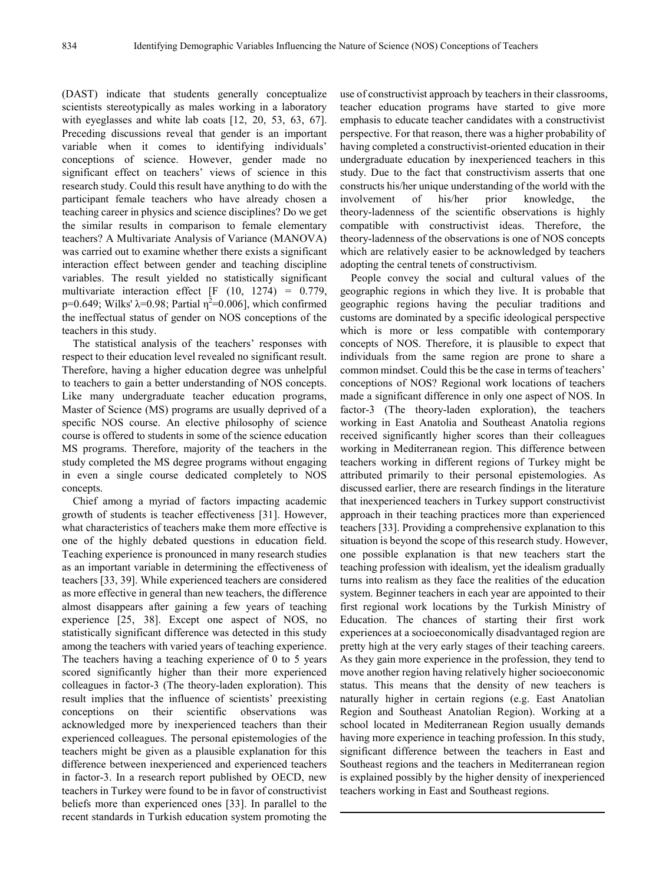(DAST) indicate that students generally conceptualize scientists stereotypically as males working in a laboratory with eyeglasses and white lab coats [12, 20, 53, 63, 67]. Preceding discussions reveal that gender is an important variable when it comes to identifying individuals' conceptions of science. However, gender made no significant effect on teachers' views of science in this research study. Could this result have anything to do with the participant female teachers who have already chosen a teaching career in physics and science disciplines? Do we get the similar results in comparison to female elementary teachers? A Multivariate Analysis of Variance (MANOVA) was carried out to examine whether there exists a significant interaction effect between gender and teaching discipline variables. The result yielded no statistically significant multivariate interaction effect [$F$ (10, 1274) = 0.779, $p$=0.649; Wilks' $\lambda$=0.98; Partial $\eta^2$=0.006], which confirmed the ineffectual status of gender on NOS conceptions of the teachers in this study.

The statistical analysis of the teachers' responses with respect to their education level revealed no significant result. Therefore, having a higher education degree was unhelpful to teachers to gain a better understanding of NOS concepts. Like many undergraduate teacher education programs, Master of Science (MS) programs are usually deprived of a specific NOS course. An elective philosophy of science course is offered to students in some of the science education MS programs. Therefore, majority of the teachers in the study completed the MS degree programs without engaging in even a single course dedicated completely to NOS concepts.

Chief among a myriad of factors impacting academic growth of students is teacher effectiveness [31]. However, what characteristics of teachers make them more effective is one of the highly debated questions in education field. Teaching experience is pronounced in many research studies as an important variable in determining the effectiveness of teachers [33, 39]. While experienced teachers are considered as more effective in general than new teachers, the difference almost disappears after gaining a few years of teaching experience [25, 38]. Except one aspect of NOS, no statistically significant difference was detected in this study among the teachers with varied years of teaching experience. The teachers having a teaching experience of 0 to 5 years scored significantly higher than their more experienced colleagues in factor-3 (The theory-laden exploration). This result implies that the influence of scientists' preexisting conceptions on their scientific observations was acknowledged more by inexperienced teachers than their experienced colleagues. The personal epistemologies of the teachers might be given as a plausible explanation for this difference between inexperienced and experienced teachers in factor-3. In a research report published by OECD, new teachers in Turkey were found to be in favor of constructivist beliefs more than experienced ones [33]. In parallel to the recent standards in Turkish education system promoting the use of constructivist approach by teachers in their classrooms, teacher education programs have started to give more emphasis to educate teacher candidates with a constructivist perspective. For that reason, there was a higher probability of having completed a constructivist-oriented education in their undergraduate education by inexperienced teachers in this study. Due to the fact that constructivism asserts that one constructs his/her unique understanding of the world with the involvement of his/her prior knowledge, the theory-ladenness of the scientific observations is highly compatible with constructivist ideas. Therefore, the theory-ladenness of the observations is one of NOS concepts which are relatively easier to be acknowledged by teachers adopting the central tenets of constructivism.

People convey the social and cultural values of the geographic regions in which they live. It is probable that geographic regions having the peculiar traditions and customs are dominated by a specific ideological perspective which is more or less compatible with contemporary concepts of NOS. Therefore, it is plausible to expect that individuals from the same region are prone to share a common mindset. Could this be the case in terms of teachers' conceptions of NOS? Regional work locations of teachers made a significant difference in only one aspect of NOS. In factor-3 (The theory-laden exploration), the teachers working in East Anatolia and Southeast Anatolia regions received significantly higher scores than their colleagues working in Mediterranean region. This difference between teachers working in different regions of Turkey might be attributed primarily to their personal epistemologies. As discussed earlier, there are research findings in the literature that inexperienced teachers in Turkey support constructivist approach in their teaching practices more than experienced teachers [33]. Providing a comprehensive explanation to this situation is beyond the scope of this research study. However, one possible explanation is that new teachers start the teaching profession with idealism, yet the idealism gradually turns into realism as they face the realities of the education system. Beginner teachers in each year are appointed to their first regional work locations by the Turkish Ministry of Education. The chances of starting their first work experiences at a socioeconomically disadvantaged region are pretty high at the very early stages of their teaching careers. As they gain more experience in the profession, they tend to move another region having relatively higher socioeconomic status. This means that the density of new teachers is naturally higher in certain regions (e.g. East Anatolian Region and Southeast Anatolian Region). Working at a school located in Mediterranean Region usually demands having more experience in teaching profession. In this study, significant difference between the teachers in East and Southeast regions and the teachers in Mediterranean region is explained possibly by the higher density of inexperienced teachers working in East and Southeast regions.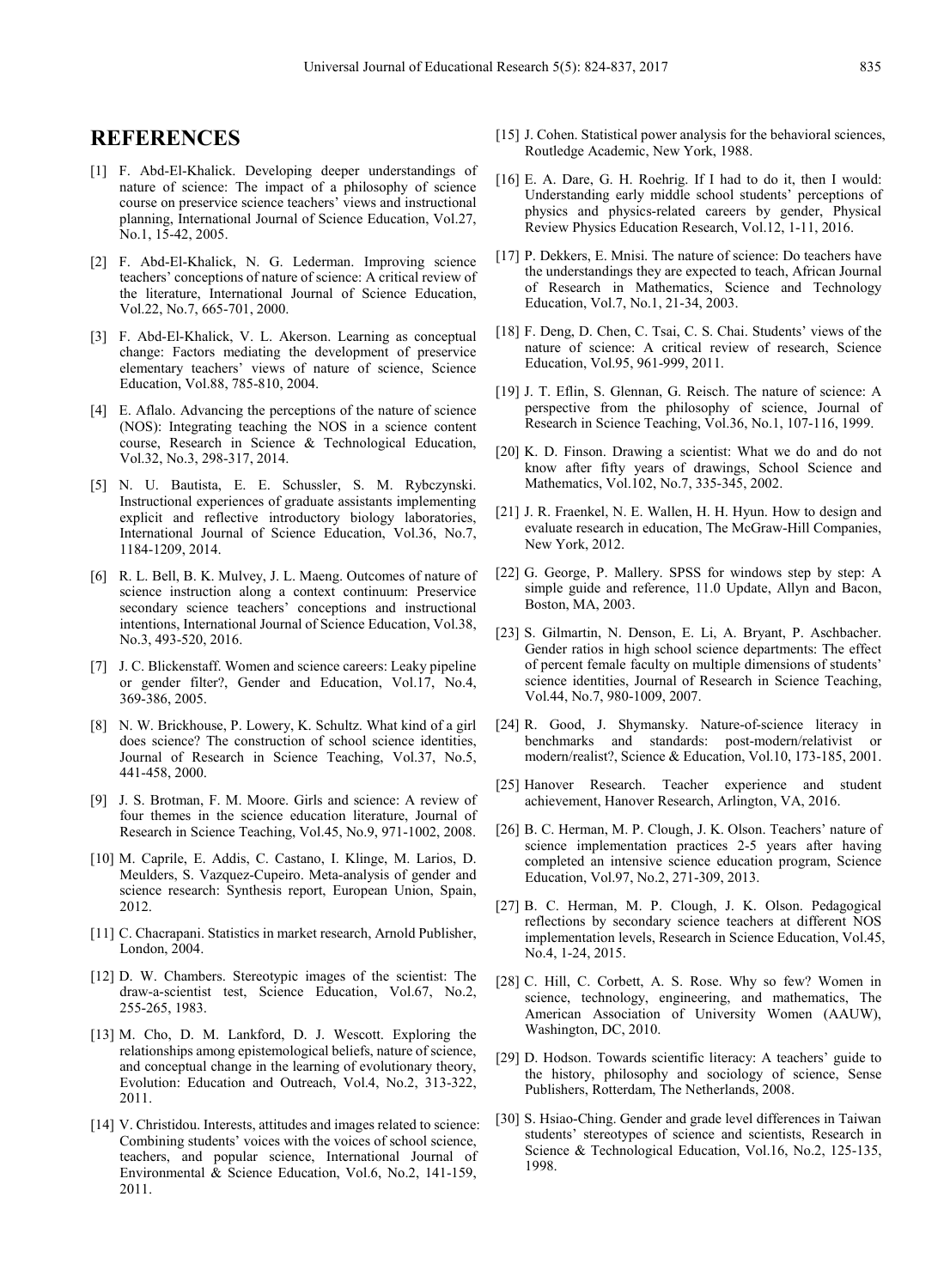# REFERENCES

[1] F. Abd-El-Khalick. Developing deeper understandings of nature of science: The impact of a philosophy of science course on preservice science teachers' views and instructional planning, International Journal of Science Education, Vol.27, No.1, 15-42, 2005.

[2] F. Abd-El-Khalick, N. G. Lederman. Improving science teachers' conceptions of nature of science: A critical review of the literature, International Journal of Science Education, Vol.22, No.7, 665-701, 2000.

[3] F. Abd-El-Khalick, V. L. Akerson. Learning as conceptual change: Factors mediating the development of preservice elementary teachers' views of nature of science, Science Education, Vol.88, 785-810, 2004.

[4] E. Aflalo. Advancing the perceptions of the nature of science (NOS): Integrating teaching the NOS in a science content course, Research in Science & Technological Education, Vol.32, No.3, 298-317, 2014.

[5] N. U. Bautista, E. E. Schussler, S. M. Rybczynski. Instructional experiences of graduate assistants implementing explicit and reflective introductory biology laboratories, International Journal of Science Education, Vol.36, No.7, 1184-1209, 2014.

[6] R. L. Bell, B. K. Mulvey, J. L. Maeng. Outcomes of nature of science instruction along a context continuum: Preservice secondary science teachers' conceptions and instructional intentions, International Journal of Science Education, Vol.38, No.3, 493-520, 2016.

[7] J. C. Blickenstaff. Women and science careers: Leaky pipeline or gender filter?, Gender and Education, Vol.17, No.4, 369-386, 2005.

[8] N. W. Brickhouse, P. Lowery, K. Schultz. What kind of a girl does science? The construction of school science identities, Journal of Research in Science Teaching, Vol.37, No.5, 441-458, 2000.

[9] J. S. Brotman, F. M. Moore. Girls and science: A review of four themes in the science education literature, Journal of Research in Science Teaching, Vol.45, No.9, 971-1002, 2008.

[10] M. Caprile, E. Addis, C. Castano, I. Klinge, M. Larios, D. Meulders, S. Vazquez-Cupeiro. Meta-analysis of gender and science research: Synthesis report, European Union, Spain, 2012.

[11] C. Chacrapani. Statistics in market research, Arnold Publisher, London, 2004.

[12] D. W. Chambers. Stereotypic images of the scientist: The draw-a-scientist test, Science Education, Vol.67, No.2, 255-265, 1983.

[13] M. Cho, D. M. Lankford, D. J. Wescott. Exploring the relationships among epistemological beliefs, nature of science, and conceptual change in the learning of evolutionary theory, Evolution: Education and Outreach, Vol.4, No.2, 313-322, 2011.

[14] V. Christidou. Interests, attitudes and images related to science: Combining students' voices with the voices of school science, teachers, and popular science, International Journal of Environmental & Science Education, Vol.6, No.2, 141-159, 2011.

[15] J. Cohen. Statistical power analysis for the behavioral sciences, Routledge Academic, New York, 1988.

[16] E. A. Dare, G. H. Roehrig. If I had to do it, then I would: Understanding early middle school students' perceptions of physics and physics-related careers by gender, Physical Review Physics Education Research, Vol.12, 1-11, 2016.

[17] P. Dekkers, E. Mnisi. The nature of science: Do teachers have the understandings they are expected to teach, African Journal of Research in Mathematics, Science and Technology Education, Vol.7, No.1, 21-34, 2003.

[18] F. Deng, D. Chen, C. Tsai, C. S. Chai. Students' views of the nature of science: A critical review of research, Science Education, Vol.95, 961-999, 2011.

[19] J. T. Eflin, S. Glennan, G. Reisch. The nature of science: A perspective from the philosophy of science, Journal of Research in Science Teaching, Vol.36, No.1, 107-116, 1999.

[20] K. D. Finson. Drawing a scientist: What we do and do not know after fifty years of drawings, School Science and Mathematics, Vol.102, No.7, 335-345, 2002.

[21] J. R. Fraenkel, N. E. Wallen, H. H. Hyun. How to design and evaluate research in education, The McGraw-Hill Companies, New York, 2012.

[22] G. George, P. Mallery. SPSS for windows step by step: A simple guide and reference, 11.0 Update, Allyn and Bacon, Boston, MA, 2003.

[23] S. Gilmartin, N. Denson, E. Li, A. Bryant, P. Aschbacher. Gender ratios in high school science departments: The effect of percent female faculty on multiple dimensions of students' science identities, Journal of Research in Science Teaching, Vol.44, No.7, 980-1009, 2007.

[24] R. Good, J. Shymansky. Nature-of-science literacy in benchmarks and standards: post-modern/relativist or modern/realist?, Science & Education, Vol.10, 173-185, 2001.

[25] Hanover Research. Teacher experience and student achievement, Hanover Research, Arlington, VA, 2016.

[26] B. C. Herman, M. P. Clough, J. K. Olson. Teachers' nature of science implementation practices 2-5 years after having completed an intensive science education program, Science Education, Vol.97, No.2, 271-309, 2013.

[27] B. C. Herman, M. P. Clough, J. K. Olson. Pedagogical reflections by secondary science teachers at different NOS implementation levels, Research in Science Education, Vol.45, No.4, 1-24, 2015.

[28] C. Hill, C. Corbett, A. S. Rose. Why so few? Women in science, technology, engineering, and mathematics, The American Association of University Women (AAUW), Washington, DC, 2010.

[29] D. Hodson. Towards scientific literacy: A teachers' guide to the history, philosophy and sociology of science, Sense Publishers, Rotterdam, The Netherlands, 2008.

[30] S. Hsiao-Ching. Gender and grade level differences in Taiwan students' stereotypes of science and scientists, Research in Science & Technological Education, Vol.16, No.2, 125-135, 1998.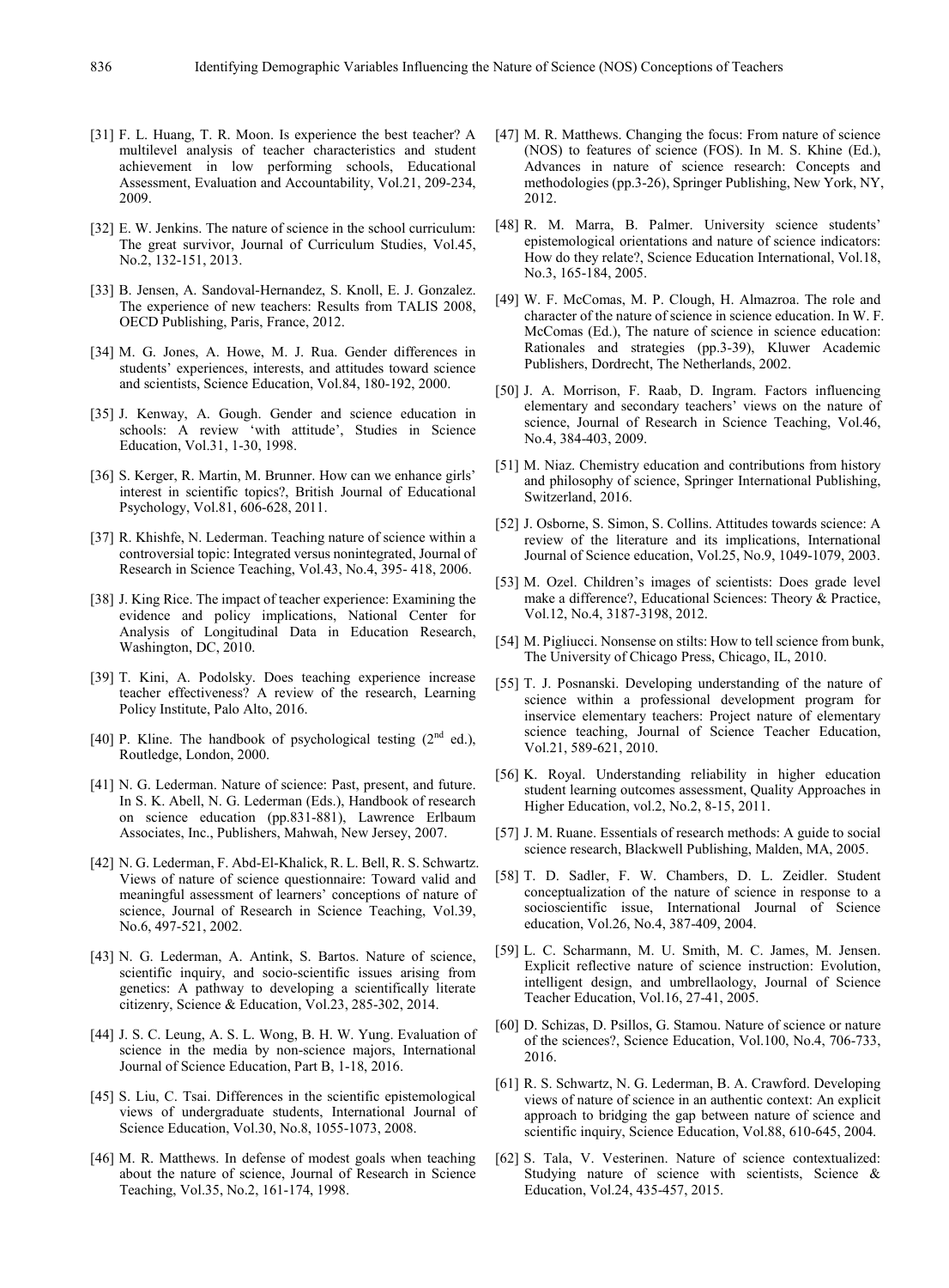[31] F. L. Huang, T. R. Moon. Is experience the best teacher? A multilevel analysis of teacher characteristics and student achievement in low performing schools, Educational Assessment, Evaluation and Accountability, Vol.21, 209-234, 2009.

[32] E. W. Jenkins. The nature of science in the school curriculum: The great survivor, Journal of Curriculum Studies, Vol.45, No.2, 132-151, 2013.

[33] B. Jensen, A. Sandoval-Hernandez, S. Knoll, E. J. Gonzalez. The experience of new teachers: Results from TALIS 2008, OECD Publishing, Paris, France, 2012.

[34] M. G. Jones, A. Howe, M. J. Rua. Gender differences in students' experiences, interests, and attitudes toward science and scientists, Science Education, Vol.84, 180-192, 2000.

[35] J. Kenway, A. Gough. Gender and science education in schools: A review 'with attitude', Studies in Science Education, Vol.31, 1-30, 1998.

[36] S. Kerger, R. Martin, M. Brunner. How can we enhance girls' interest in scientific topics?, British Journal of Educational Psychology, Vol.81, 606-628, 2011.

[37] R. Khishfe, N. Lederman. Teaching nature of science within a controversial topic: Integrated versus nonintegrated, Journal of Research in Science Teaching, Vol.43, No.4, 395- 418, 2006.

[38] J. King Rice. The impact of teacher experience: Examining the evidence and policy implications, National Center for Analysis of Longitudinal Data in Education Research, Washington, DC, 2010.

[39] T. Kini, A. Podolsky. Does teaching experience increase teacher effectiveness? A review of the research, Learning Policy Institute, Palo Alto, 2016.

[40] P. Kline. The handbook of psychological testing (2nd ed.), Routledge, London, 2000.

[41] N. G. Lederman. Nature of science: Past, present, and future. In S. K. Abell, N. G. Lederman (Eds.), Handbook of research on science education (pp.831-881), Lawrence Erlbaum Associates, Inc., Publishers, Mahwah, New Jersey, 2007.

[42] N. G. Lederman, F. Abd-El-Khalick, R. L. Bell, R. S. Schwartz. Views of nature of science questionnaire: Toward valid and meaningful assessment of learners' conceptions of nature of science, Journal of Research in Science Teaching, Vol.39, No.6, 497-521, 2002.

[43] N. G. Lederman, A. Antink, S. Bartos. Nature of science, scientific inquiry, and socio-scientific issues arising from genetics: A pathway to developing a scientifically literate citizenry, Science & Education, Vol.23, 285-302, 2014.

[44] J. S. C. Leung, A. S. L. Wong, B. H. W. Yung. Evaluation of science in the media by non-science majors, International Journal of Science Education, Part B, 1-18, 2016.

[45] S. Liu, C. Tsai. Differences in the scientific epistemological views of undergraduate students, International Journal of Science Education, Vol.30, No.8, 1055-1073, 2008.

[46] M. R. Matthews. In defense of modest goals when teaching about the nature of science, Journal of Research in Science Teaching, Vol.35, No.2, 161-174, 1998.

[47] M. R. Matthews. Changing the focus: From nature of science (NOS) to features of science (FOS). In M. S. Khine (Ed.), Advances in nature of science research: Concepts and methodologies (pp.3-26), Springer Publishing, New York, NY, 2012.

[48] R. M. Marra, B. Palmer. University science students' epistemological orientations and nature of science indicators: How do they relate?, Science Education International, Vol.18, No.3, 165-184, 2005.

[49] W. F. McComas, M. P. Clough, H. Almazroa. The role and character of the nature of science in science education. In W. F. McComas (Ed.), The nature of science in science education: Rationales and strategies (pp.3-39), Kluwer Academic Publishers, Dordrecht, The Netherlands, 2002.

[50] J. A. Morrison, F. Raab, D. Ingram. Factors influencing elementary and secondary teachers' views on the nature of science, Journal of Research in Science Teaching, Vol.46, No.4, 384-403, 2009.

[51] M. Niaz. Chemistry education and contributions from history and philosophy of science, Springer International Publishing, Switzerland, 2016.

[52] J. Osborne, S. Simon, S. Collins. Attitudes towards science: A review of the literature and its implications, International Journal of Science education, Vol.25, No.9, 1049-1079, 2003.

[53] M. Ozel. Children's images of scientists: Does grade level make a difference?, Educational Sciences: Theory & Practice, Vol.12, No.4, 3187-3198, 2012.

[54] M. Pigliucci. Nonsense on stilts: How to tell science from bunk, The University of Chicago Press, Chicago, IL, 2010.

[55] T. J. Posnanski. Developing understanding of the nature of science within a professional development program for inservice elementary teachers: Project nature of elementary science teaching, Journal of Science Teacher Education, Vol.21, 589-621, 2010.

[56] K. Royal. Understanding reliability in higher education student learning outcomes assessment, Quality Approaches in Higher Education, vol.2, No.2, 8-15, 2011.

[57] J. M. Ruane. Essentials of research methods: A guide to social science research, Blackwell Publishing, Malden, MA, 2005.

[58] T. D. Sadler, F. W. Chambers, D. L. Zeidler. Student conceptualization of the nature of science in response to a socioscientific issue, International Journal of Science education, Vol.26, No.4, 387-409, 2004.

[59] L. C. Scharmann, M. U. Smith, M. C. James, M. Jensen. Explicit reflective nature of science instruction: Evolution, intelligent design, and umbrellaology, Journal of Science Teacher Education, Vol.16, 27-41, 2005.

[60] D. Schizas, D. Psillos, G. Stamou. Nature of science or nature of the sciences?, Science Education, Vol.100, No.4, 706-733, 2016.

[61] R. S. Schwartz, N. G. Lederman, B. A. Crawford. Developing views of nature of science in an authentic context: An explicit approach to bridging the gap between nature of science and scientific inquiry, Science Education, Vol.88, 610-645, 2004.

[62] S. Tala, V. Vesterinen. Nature of science contextualized: Studying nature of science with scientists, Science & Education, Vol.24, 435-457, 2015.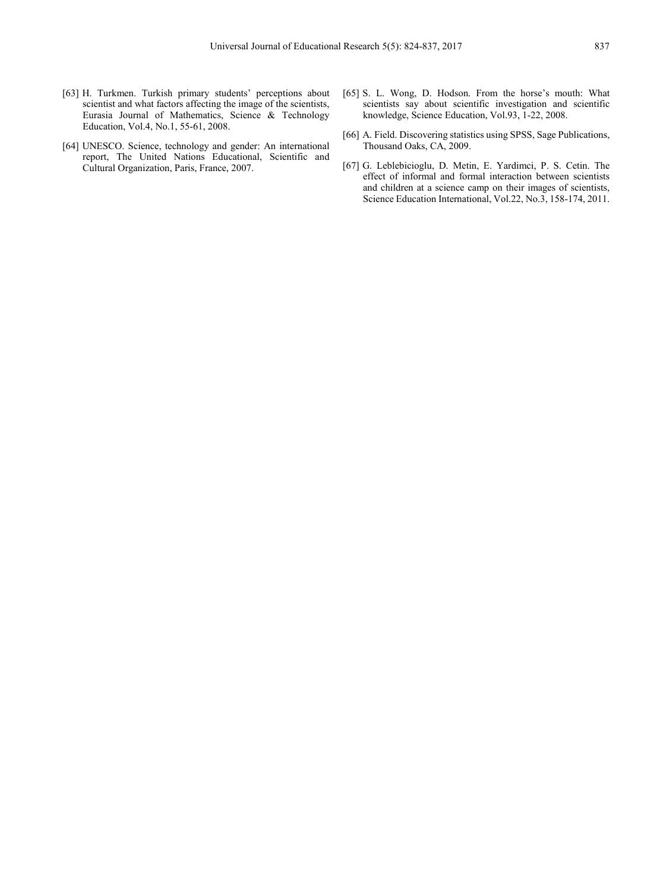[63] H. Turkmen. Turkish primary students' perceptions about scientist and what factors affecting the image of the scientists, Eurasia Journal of Mathematics, Science & Technology Education, Vol.4, No.1, 55-61, 2008.

[64] UNESCO. Science, technology and gender: An international report, The United Nations Educational, Scientific and Cultural Organization, Paris, France, 2007.

[65] S. L. Wong, D. Hodson. From the horse's mouth: What scientists say about scientific investigation and scientific knowledge, Science Education, Vol.93, 1-22, 2008.

[66] A. Field. Discovering statistics using SPSS, Sage Publications, Thousand Oaks, CA, 2009.

[67] G. Leblebicioglu, D. Metin, E. Yardimci, P. S. Cetin. The effect of informal and formal interaction between scientists and children at a science camp on their images of scientists, Science Education International, Vol.22, No.3, 158-174, 2011.